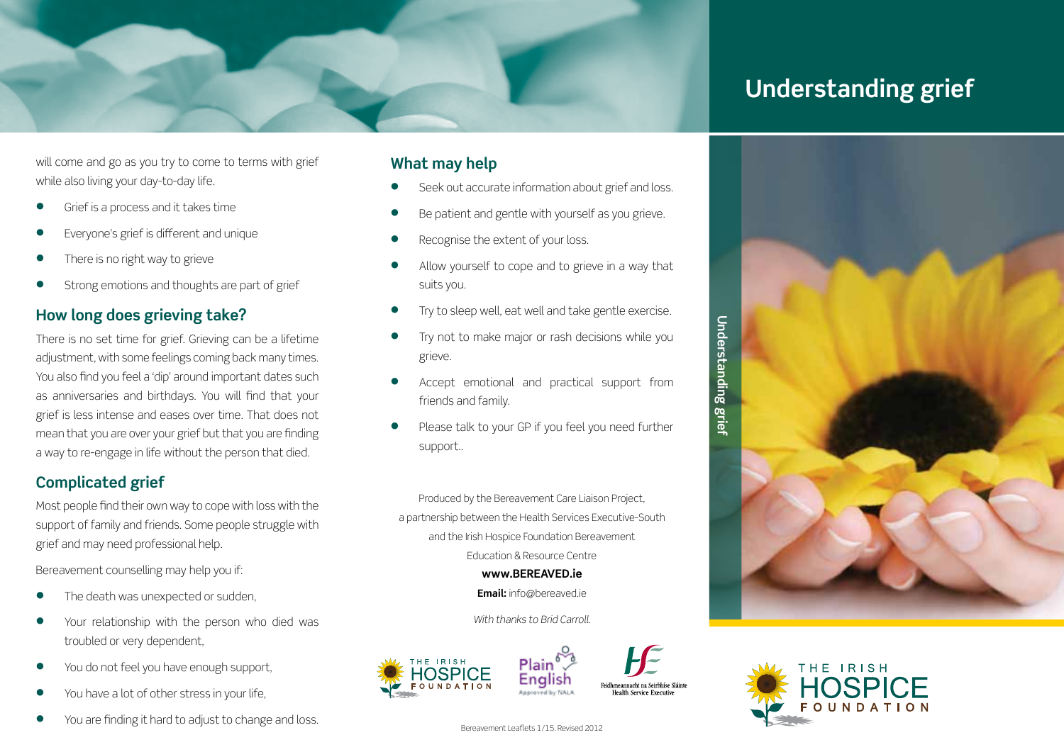will come and go as you try to come to terms with grief while also living your day-to-day life.

- Grief is a process and it takes time
- Everyone's grief is different and unique
- There is no right way to grieve
- Strong emotions and thoughts are part of grief

## How long does grieving take?

There is no set time for grief. Grieving can be a lifetime adjustment, with some feelings coming back many times. You also find you feel a 'dip' around important dates such as anniversaries and birthdays. You will find that your grief is less intense and eases over time. That does not mean that you are over your grief but that you are finding a way to re-engage in life without the person that died.

## Complicated grief

Most people find their own way to cope with loss with the support of family and friends. Some people struggle with grief and may need professional help.

Bereavement counselling may help you if:

- The death was unexpected or sudden,
- Your relationship with the person who died was troubled or very dependent,
- You do not feel you have enough support,
- You have a lot of other stress in your life,
- You are finding it hard to adjust to change and loss.

## What may help

- Seek out accurate information about grief and loss.
- Be patient and gentle with yourself as you grieve.
- Recognise the extent of your loss.
- Allow yourself to cope and to grieve in a way that suits you.
- Try to sleep well, eat well and take gentle exercise.
- Try not to make major or rash decisions while you grieve.
- Accept emotional and practical support from friends and family.
- Please talk to your GP if you feel you need further support..

Produced by the Bereavement Care Liaison Project, a partnership between the Health Services Executive-South and the Irish Hospice Foundation Bereavement Education & Resource Centre

**www.BEREAVED.ie**

**Email:** info@bereaved.ie

*With thanks to Brid Carroll.*

THE IRISH HOSPICE FOUNDATION

Plain English Approved by NALA

Feidhmeannacht na Seirbhíse Sláinte Health Service Executive

Bereavement Leaflets 1/15. Revised 2012

# Understanding grief

THE IRISH HOSPICE FOUNDATION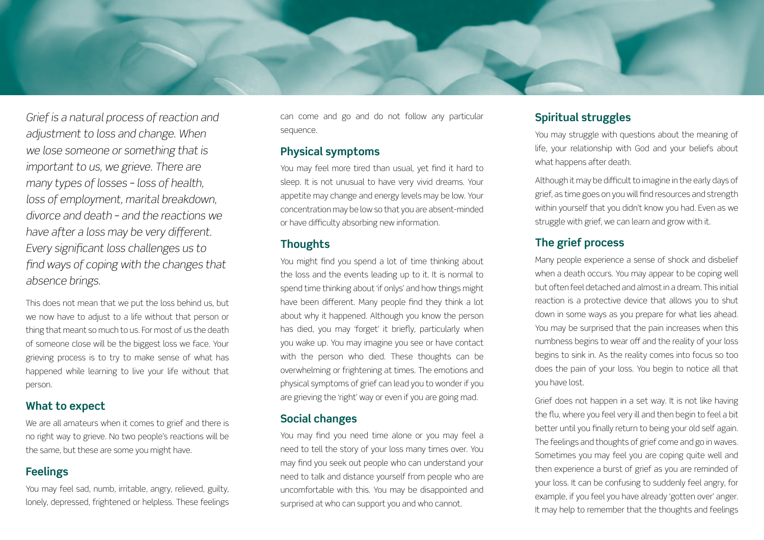*Grief is a natural process of reaction and adjustment to loss and change. When we lose someone or something that is important to us, we grieve. There are many types of losses – loss of health, loss of employment, marital breakdown, divorce and death – and the reactions we have after a loss may be very different. Every significant loss challenges us to find ways of coping with the changes that absence brings.*

This does not mean that we put the loss behind us, but we now have to adjust to a life without that person or thing that meant so much to us. For most of us the death of someone close will be the biggest loss we face. Your grieving process is to try to make sense of what has happened while learning to live your life without that person.

## What to expect

We are all amateurs when it comes to grief and there is no right way to grieve. No two people's reactions will be the same, but these are some you might have.

## Feelings

You may feel sad, numb, irritable, angry, relieved, guilty, lonely, depressed, frightened or helpless. These feelings can come and go and do not follow any particular sequence.

## Physical symptoms

You may feel more tired than usual, yet find it hard to sleep. It is not unusual to have very vivid dreams. Your appetite may change and energy levels may be low. Your concentration may be low so that you are absent-minded or have difficulty absorbing new information.

## Thoughts

You might find you spend a lot of time thinking about the loss and the events leading up to it. It is normal to spend time thinking about 'if onlys' and how things might have been different. Many people find they think a lot about why it happened. Although you know the person has died, you may 'forget' it briefly, particularly when you wake up. You may imagine you see or have contact with the person who died. These thoughts can be overwhelming or frightening at times. The emotions and physical symptoms of grief can lead you to wonder if you are grieving the 'right' way or even if you are going mad.

## Social changes

You may find you need time alone or you may feel a need to tell the story of your loss many times over. You may find you seek out people who can understand your need to talk and distance yourself from people who are uncomfortable with this. You may be disappointed and surprised at who can support you and who cannot.

## Spiritual struggles

You may struggle with questions about the meaning of life, your relationship with God and your beliefs about what happens after death.

Although it may be difficult to imagine in the early days of grief, as time goes on you will find resources and strength within yourself that you didn't know you had. Even as we struggle with grief, we can learn and grow with it.

## The grief process

Many people experience a sense of shock and disbelief when a death occurs. You may appear to be coping well but often feel detached and almost in a dream. This initial reaction is a protective device that allows you to shut down in some ways as you prepare for what lies ahead. You may be surprised that the pain increases when this numbness begins to wear off and the reality of your loss begins to sink in. As the reality comes into focus so too does the pain of your loss. You begin to notice all that you have lost.

Grief does not happen in a set way. It is not like having the flu, where you feel very ill and then begin to feel a bit better until you finally return to being your old self again. The feelings and thoughts of grief come and go in waves. Sometimes you may feel you are coping quite well and then experience a burst of grief as you are reminded of your loss. It can be confusing to suddenly feel angry, for example, if you feel you have already 'gotten over' anger. It may help to remember that the thoughts and feelings